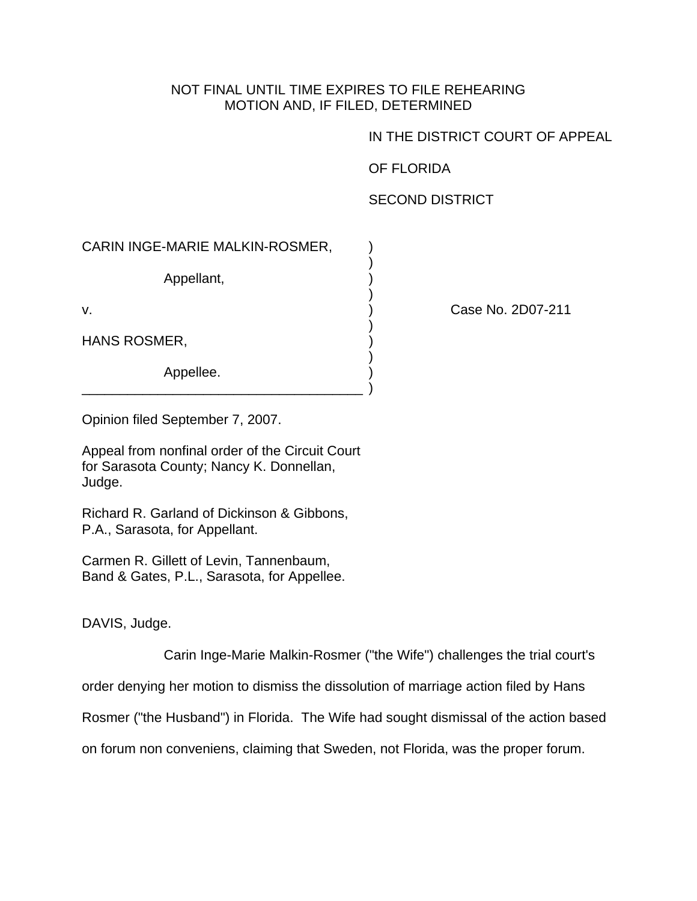NOT FINAL UNTIL TIME EXPIRES TO FILE REHEARING
MOTION AND, IF FILED, DETERMINED

IN THE DISTRICT COURT OF APPEAL

OF FLORIDA

SECOND DISTRICT

CARIN INGE-MARIE MALKIN-ROSMER,

Appellant,

v.

HANS ROSMER,

Appellee.

Case No. 2D07-211

Opinion filed September 7, 2007.

Appeal from nonfinal order of the Circuit Court for Sarasota County; Nancy K. Donnellan, Judge.

Richard R. Garland of Dickinson & Gibbons, P.A., Sarasota, for Appellant.

Carmen R. Gillett of Levin, Tannenbaum, Band & Gates, P.L., Sarasota, for Appellee.

DAVIS, Judge.

Carin Inge-Marie Malkin-Rosmer ("the Wife") challenges the trial court's order denying her motion to dismiss the dissolution of marriage action filed by Hans Rosmer ("the Husband") in Florida. The Wife had sought dismissal of the action based on forum non conveniens, claiming that Sweden, not Florida, was the proper forum.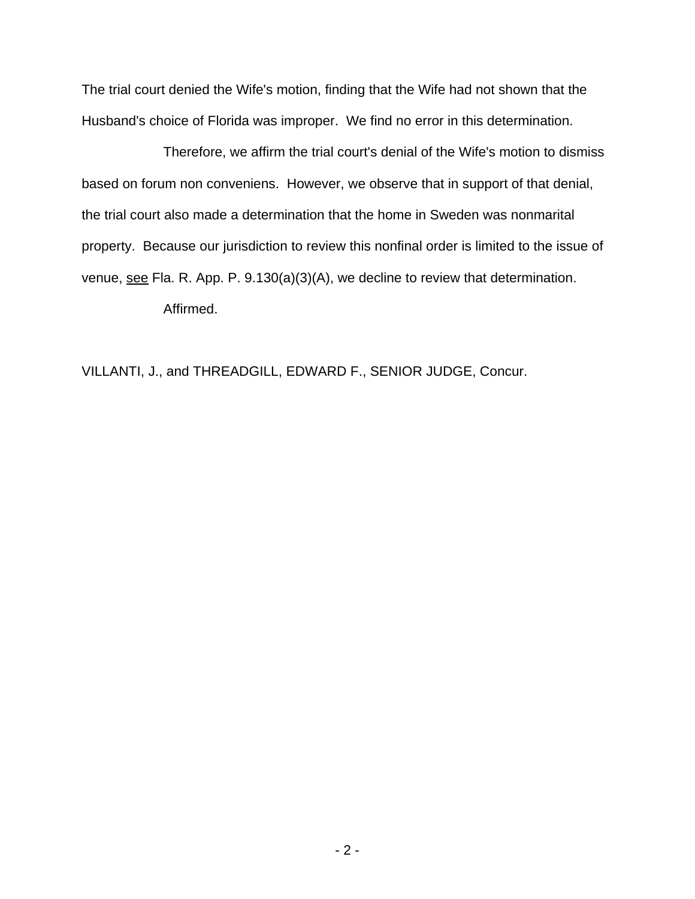The trial court denied the Wife's motion, finding that the Wife had not shown that the Husband's choice of Florida was improper. We find no error in this determination.

Therefore, we affirm the trial court's denial of the Wife's motion to dismiss based on forum non conveniens. However, we observe that in support of that denial, the trial court also made a determination that the home in Sweden was nonmarital property. Because our jurisdiction to review this nonfinal order is limited to the issue of venue, see Fla. R. App. P. 9.130(a)(3)(A), we decline to review that determination.

Affirmed.

VILLANTI, J., and THREADGILL, EDWARD F., SENIOR JUDGE, Concur.